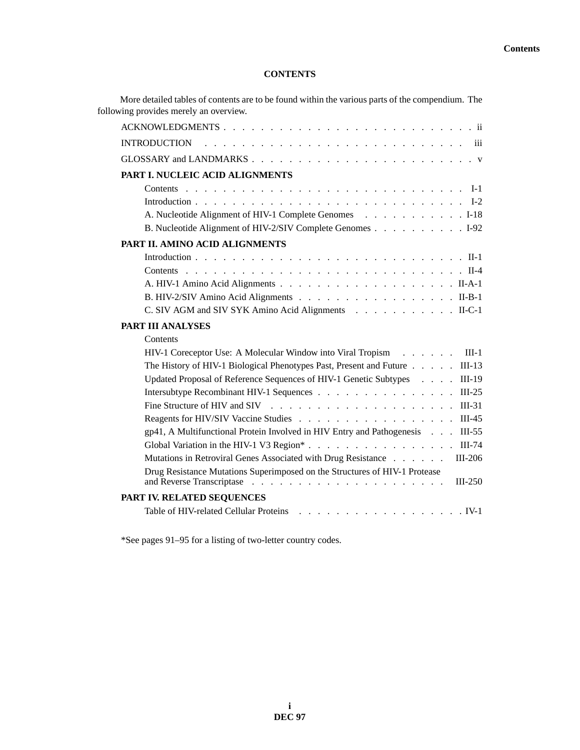# CONTENTS

More detailed tables of contents are to be found within the various parts of the compendium. The following provides merely an overview.

ACKNOWLEDGMENTS . . . . . . . . . . . . . . . . . . . . . . . . . . ii

INTRODUCTION . . . . . . . . . . . . . . . . . . . . . . . . . . . iii

GLOSSARY and LANDMARKS . . . . . . . . . . . . . . . . . . . . . . . v

**PART I. NUCLEIC ACID ALIGNMENTS**

- Contents . . . . . . . . . . . . . . . . . . . . . . . . . . . . I-1
- Introduction . . . . . . . . . . . . . . . . . . . . . . . . . . I-2
- A. Nucleotide Alignment of HIV-1 Complete Genomes . . . . . . . . . . . I-18
- B. Nucleotide Alignment of HIV-2/SIV Complete Genomes . . . . . . . . . . I-92

**PART II. AMINO ACID ALIGNMENTS**

- Introduction . . . . . . . . . . . . . . . . . . . . . . . . . . II-1
- Contents . . . . . . . . . . . . . . . . . . . . . . . . . . . . II-4
- A. HIV-1 Amino Acid Alignments . . . . . . . . . . . . . . . . . . II-A-1
- B. HIV-2/SIV Amino Acid Alignments . . . . . . . . . . . . . . . . . II-B-1
- C. SIV AGM and SIV SYK Amino Acid Alignments . . . . . . . . . . . II-C-1

**PART III ANALYSES**

- Contents
- HIV-1 Coreceptor Use: A Molecular Window into Viral Tropism . . . . . . III-1
- The History of HIV-1 Biological Phenotypes Past, Present and Future . . . . . III-13
- Updated Proposal of Reference Sequences of HIV-1 Genetic Subtypes . . . . III-19
- Intersubtype Recombinant HIV-1 Sequences . . . . . . . . . . . . . . . III-25
- Fine Structure of HIV and SIV . . . . . . . . . . . . . . . . . . . III-31
- Reagents for HIV/SIV Vaccine Studies . . . . . . . . . . . . . . . . . III-45
- gp41, A Multifunctional Protein Involved in HIV Entry and Pathogenesis . . . III-55
- Global Variation in the HIV-1 V3 Region* . . . . . . . . . . . . . . . . III-74
- Mutations in Retroviral Genes Associated with Drug Resistance . . . . . . III-206
- Drug Resistance Mutations Superimposed on the Structures of HIV-1 Protease and Reverse Transcriptase . . . . . . . . . . . . . . . . . . . . . III-250

**PART IV. RELATED SEQUENCES**

- Table of HIV-related Cellular Proteins . . . . . . . . . . . . . . . . . . IV-1

*See pages 91–95 for a listing of two-letter country codes.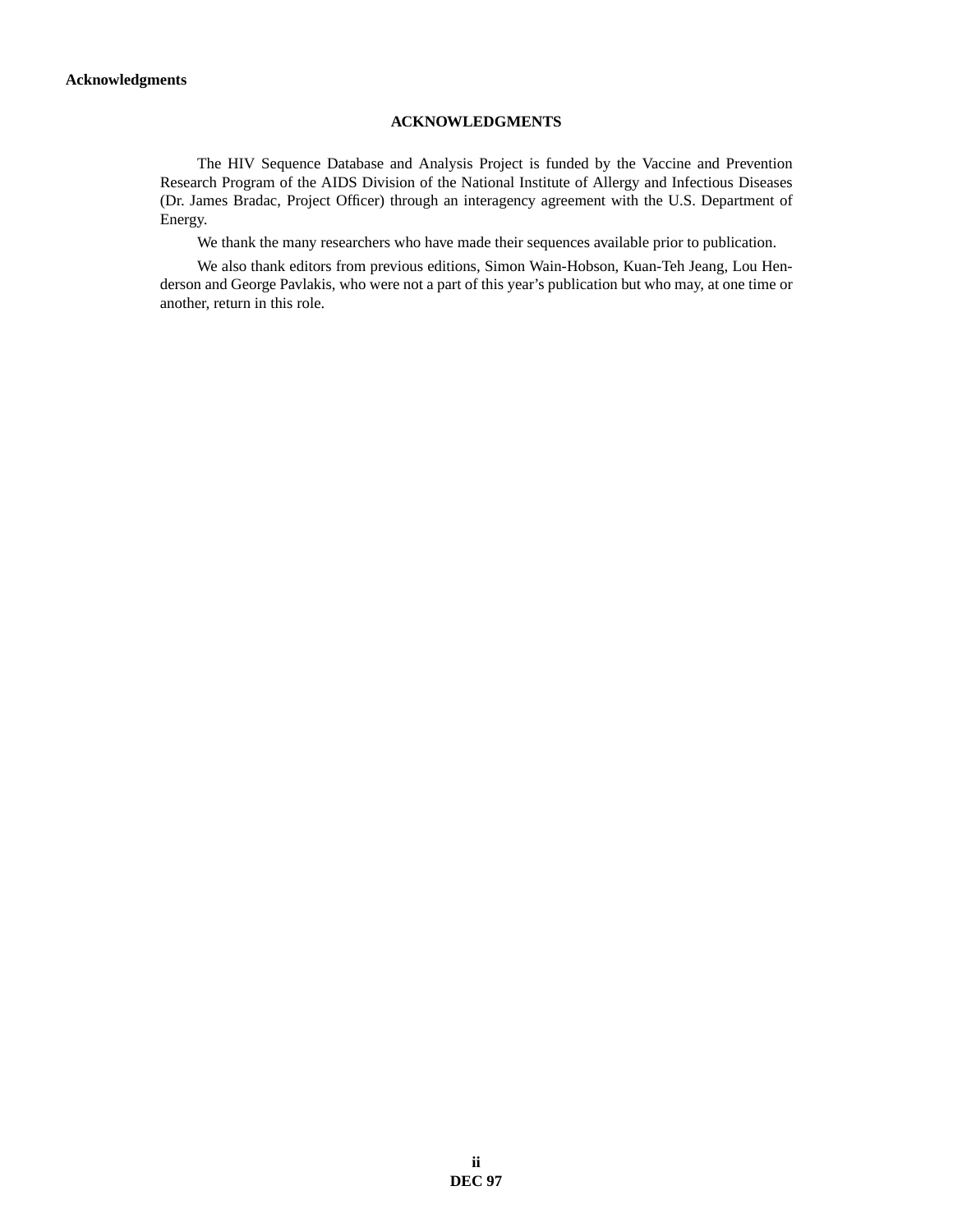# ACKNOWLEDGMENTS

The HIV Sequence Database and Analysis Project is funded by the Vaccine and Prevention Research Program of the AIDS Division of the National Institute of Allergy and Infectious Diseases (Dr. James Bradac, Project Officer) through an interagency agreement with the U.S. Department of Energy.

We thank the many researchers who have made their sequences available prior to publication.

We also thank editors from previous editions, Simon Wain-Hobson, Kuan-Teh Jeang, Lou Henderson and George Pavlakis, who were not a part of this year's publication but who may, at one time or another, return in this role.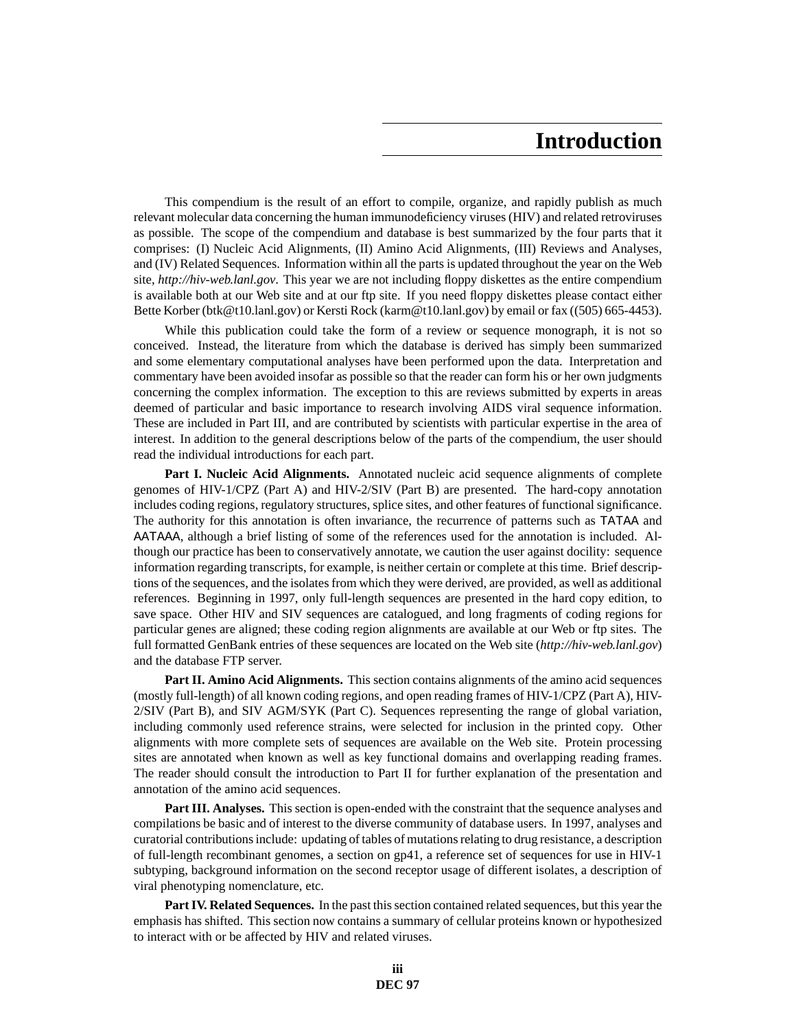# Introduction

This compendium is the result of an effort to compile, organize, and rapidly publish as much relevant molecular data concerning the human immunodeficiency viruses (HIV) and related retroviruses as possible. The scope of the compendium and database is best summarized by the four parts that it comprises: (I) Nucleic Acid Alignments, (II) Amino Acid Alignments, (III) Reviews and Analyses, and (IV) Related Sequences. Information within all the parts is updated throughout the year on the Web site, *http://hiv-web.lanl.gov*. This year we are not including floppy diskettes as the entire compendium is available both at our Web site and at our ftp site. If you need floppy diskettes please contact either Bette Korber (btk@t10.lanl.gov) or Kersti Rock (karm@t10.lanl.gov) by email or fax ((505) 665-4453).

While this publication could take the form of a review or sequence monograph, it is not so conceived. Instead, the literature from which the database is derived has simply been summarized and some elementary computational analyses have been performed upon the data. Interpretation and commentary have been avoided insofar as possible so that the reader can form his or her own judgments concerning the complex information. The exception to this are reviews submitted by experts in areas deemed of particular and basic importance to research involving AIDS viral sequence information. These are included in Part III, and are contributed by scientists with particular expertise in the area of interest. In addition to the general descriptions below of the parts of the compendium, the user should read the individual introductions for each part.

**Part I. Nucleic Acid Alignments.** Annotated nucleic acid sequence alignments of complete genomes of HIV-1/CPZ (Part A) and HIV-2/SIV (Part B) are presented. The hard-copy annotation includes coding regions, regulatory structures, splice sites, and other features of functional significance. The authority for this annotation is often invariance, the recurrence of patterns such as TATAA and AATAAA, although a brief listing of some of the references used for the annotation is included. Although our practice has been to conservatively annotate, we caution the user against docility: sequence information regarding transcripts, for example, is neither certain or complete at this time. Brief descriptions of the sequences, and the isolates from which they were derived, are provided, as well as additional references. Beginning in 1997, only full-length sequences are presented in the hard copy edition, to save space. Other HIV and SIV sequences are catalogued, and long fragments of coding regions for particular genes are aligned; these coding region alignments are available at our Web or ftp sites. The full formatted GenBank entries of these sequences are located on the Web site (*http://hiv-web.lanl.gov*) and the database FTP server.

**Part II. Amino Acid Alignments.** This section contains alignments of the amino acid sequences (mostly full-length) of all known coding regions, and open reading frames of HIV-1/CPZ (Part A), HIV-2/SIV (Part B), and SIV AGM/SYK (Part C). Sequences representing the range of global variation, including commonly used reference strains, were selected for inclusion in the printed copy. Other alignments with more complete sets of sequences are available on the Web site. Protein processing sites are annotated when known as well as key functional domains and overlapping reading frames. The reader should consult the introduction to Part II for further explanation of the presentation and annotation of the amino acid sequences.

**Part III. Analyses.** This section is open-ended with the constraint that the sequence analyses and compilations be basic and of interest to the diverse community of database users. In 1997, analyses and curatorial contributions include: updating of tables of mutations relating to drug resistance, a description of full-length recombinant genomes, a section on gp41, a reference set of sequences for use in HIV-1 subtyping, background information on the second receptor usage of different isolates, a description of viral phenotyping nomenclature, etc.

**Part IV. Related Sequences.** In the past this section contained related sequences, but this year the emphasis has shifted. This section now contains a summary of cellular proteins known or hypothesized to interact with or be affected by HIV and related viruses.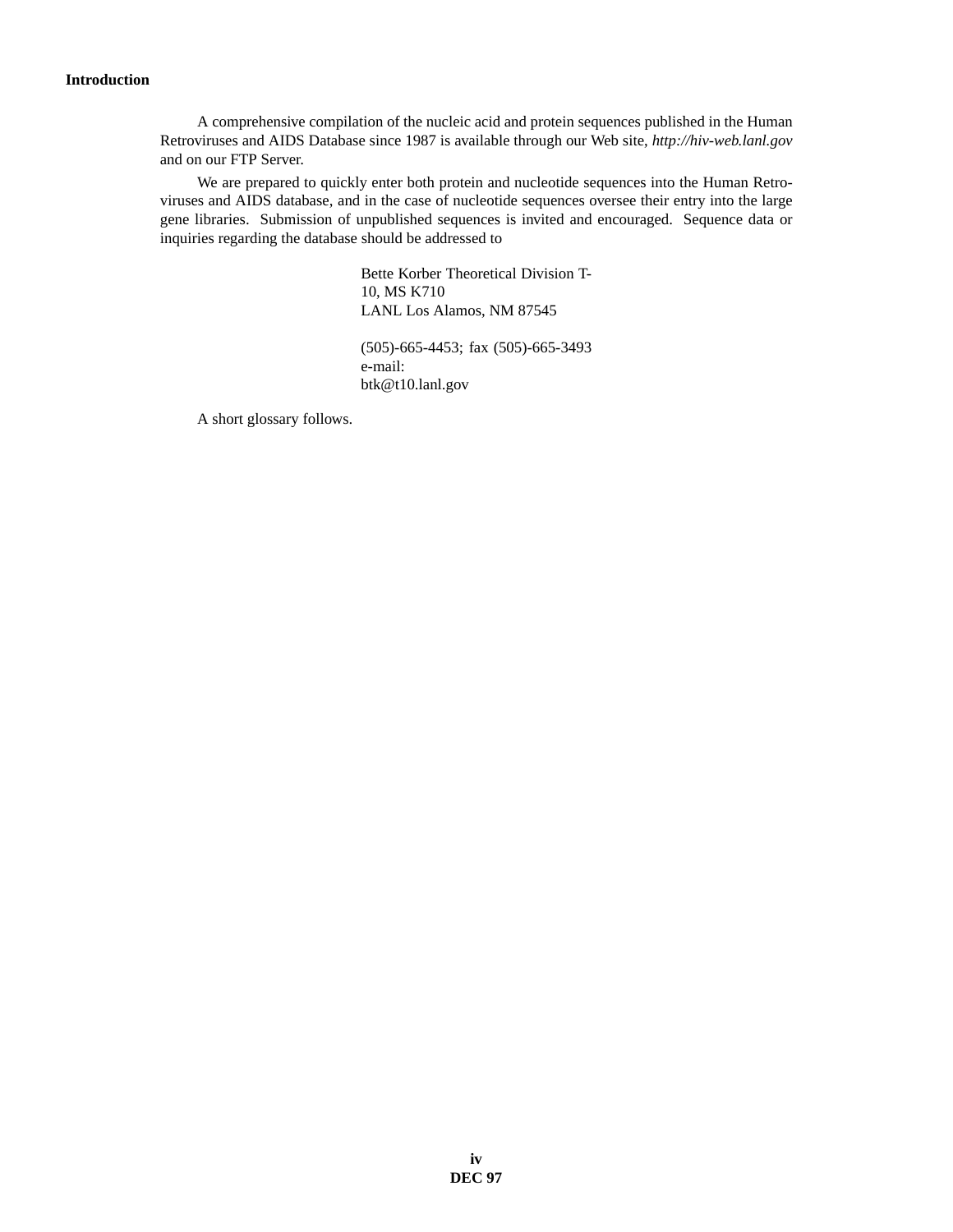# Introduction

A comprehensive compilation of the nucleic acid and protein sequences published in the Human Retroviruses and AIDS Database since 1987 is available through our Web site, *http://hiv-web.lanl.gov* and on our FTP Server.

We are prepared to quickly enter both protein and nucleotide sequences into the Human Retroviruses and AIDS database, and in the case of nucleotide sequences oversee their entry into the large gene libraries. Submission of unpublished sequences is invited and encouraged. Sequence data or inquiries regarding the database should be addressed to

Bette Korber Theoretical Division T-10, MS K710
LANL Los Alamos, NM 87545

(505)-665-4453; fax (505)-665-3493
e-mail:
btk@t10.lanl.gov

A short glossary follows.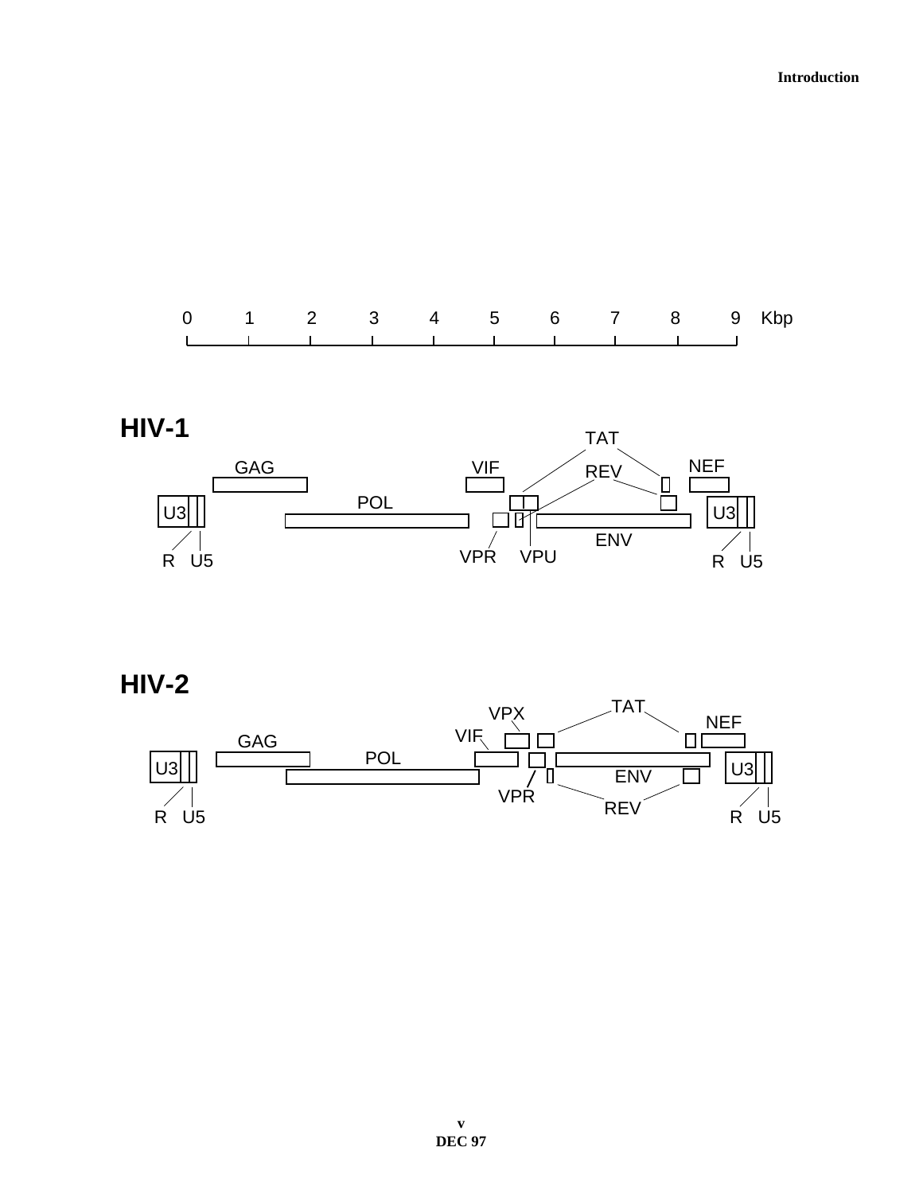0 1 2 3 4 5 6 7 8 9 Kbp

## HIV-1

TAT

GAG VIF REV NEF

U3 POL U3

ENV

R U5 VPR VPU R U5

## HIV-2

TAT

VPX NEF

VIF

GAG

U3 POL U3

ENV

VPR

REV

R U5 R U5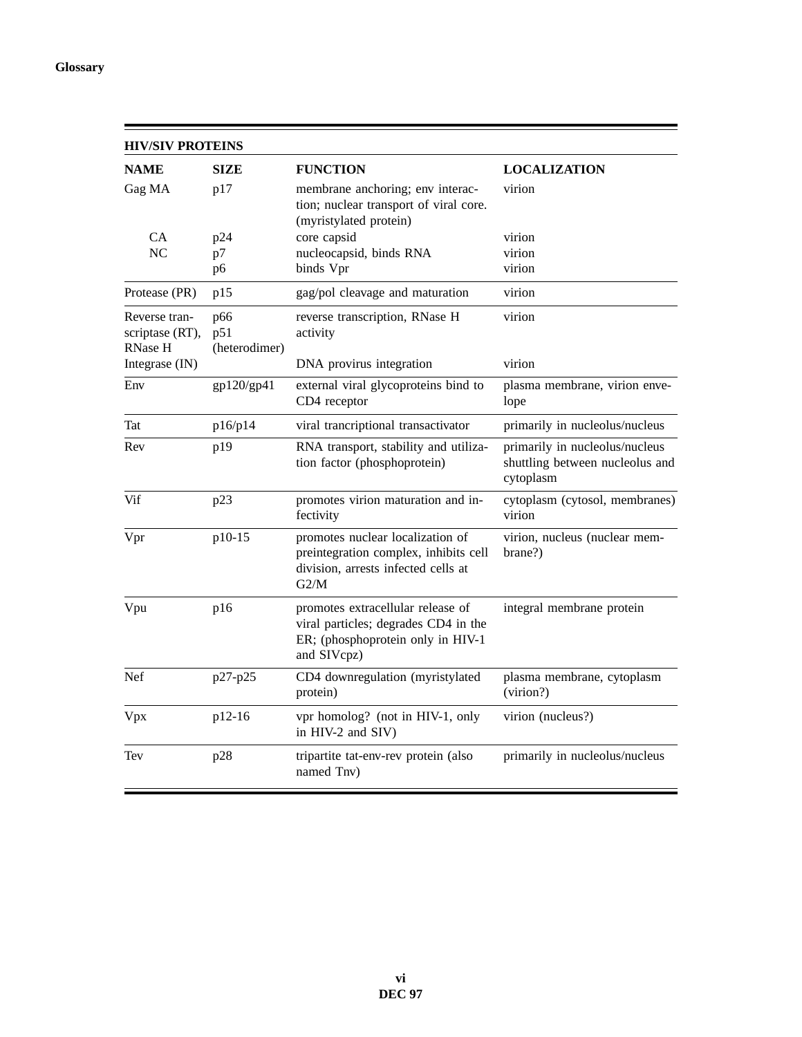## HIV/SIV PROTEINS

| NAME | SIZE | FUNCTION | LOCALIZATION |
|---|---|---|---|
| Gag MA | p17 | membrane anchoring; env interaction; nuclear transport of viral core. (myristylated protein) | virion |
| CA | p24 | core capsid | virion |
| NC | p7 | nucleocapsid, binds RNA | virion |
| | p6 | binds Vpr | virion |
| Protease (PR) | p15 | gag/pol cleavage and maturation | virion |
| Reverse transcriptase (RT), RNase H | p66 p51 (heterodimer) | reverse transcription, RNase H activity | virion |
| Integrase (IN) | | DNA provirus integration | virion |
| Env | gp120/gp41 | external viral glycoproteins bind to CD4 receptor | plasma membrane, virion envelope |
| Tat | p16/p14 | viral trancriptional transactivator | primarily in nucleolus/nucleus |
| Rev | p19 | RNA transport, stability and utilization factor (phosphoprotein) | primarily in nucleolus/nucleus shuttling between nucleolus and cytoplasm |
| Vif | p23 | promotes virion maturation and infectivity | cytoplasm (cytosol, membranes) virion |
| Vpr | p10-15 | promotes nuclear localization of preintegration complex, inhibits cell division, arrests infected cells at G2/M | virion, nucleus (nuclear membrane?) |
| Vpu | p16 | promotes extracellular release of viral particles; degrades CD4 in the ER; (phosphoprotein only in HIV-1 and SIVcpz) | integral membrane protein |
| Nef | p27-p25 | CD4 downregulation (myristylated protein) | plasma membrane, cytoplasm (virion?) |
| Vpx | p12-16 | vpr homolog? (not in HIV-1, only in HIV-2 and SIV) | virion (nucleus?) |
| Tev | p28 | tripartite tat-env-rev protein (also named Tnv) | primarily in nucleolus/nucleus |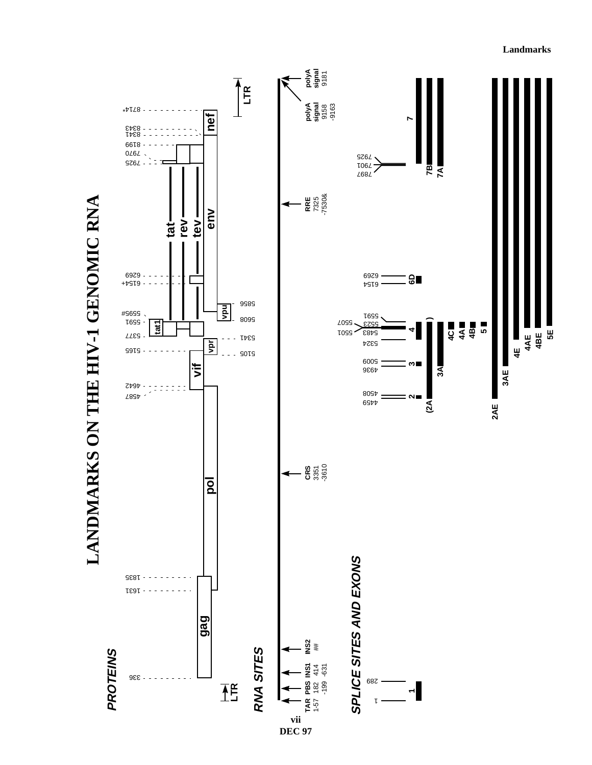# LANDMARKS ON THE HIV-1 GENOMIC RNA

## PROTEINS

gag: 336 – 1835
pol: 1631 – 4642
vif: 4587 – 5165
vpr: 5105 – 5341
tat1: 5377 – 5591
tat, rev, tev: 5595# – 8199
vpu: 5608 – 5856
env: 6154+ / 6269 – 8714*
nef: 8341 / 8343 – 8714*

Other coordinates: 7925, 7970

LTR

## RNA SITES

TAR 1-57
PBS 182-199
INS1 414-631
INS2 ##
CRS 3351-3610
RRE 7325-7530&
polyA signal 9158-9163
polyA signal 9181

## SPLICE SITES AND EXONS

1: 1 – 289
2: 4459, 4508
3: 4936, 5009
4: 5324, 5483, 5501, 5507, 5523, 5591
6D: 6154, 6269
7: 7897, 7901, 7925

Exons: 1, 2, 3, 4, 4A, 4B, 4C, 5, 6D, 7, 7A, 7B, (2A), 3A, 2AE, 3AE, 4E, 4AE, 4BE, 5E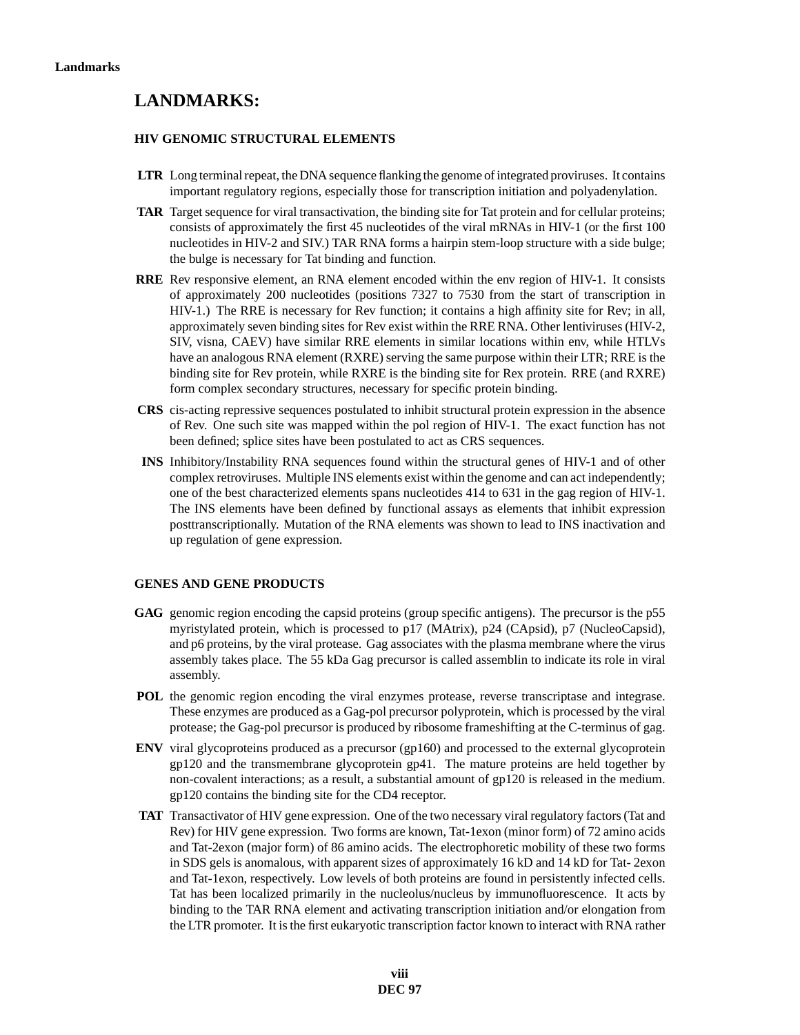# LANDMARKS:

## HIV GENOMIC STRUCTURAL ELEMENTS

**LTR** Long terminal repeat, the DNA sequence flanking the genome of integrated proviruses. It contains important regulatory regions, especially those for transcription initiation and polyadenylation.

**TAR** Target sequence for viral transactivation, the binding site for Tat protein and for cellular proteins; consists of approximately the first 45 nucleotides of the viral mRNAs in HIV-1 (or the first 100 nucleotides in HIV-2 and SIV.) TAR RNA forms a hairpin stem-loop structure with a side bulge; the bulge is necessary for Tat binding and function.

**RRE** Rev responsive element, an RNA element encoded within the env region of HIV-1. It consists of approximately 200 nucleotides (positions 7327 to 7530 from the start of transcription in HIV-1.) The RRE is necessary for Rev function; it contains a high affinity site for Rev; in all, approximately seven binding sites for Rev exist within the RRE RNA. Other lentiviruses (HIV-2, SIV, visna, CAEV) have similar RRE elements in similar locations within env, while HTLVs have an analogous RNA element (RXRE) serving the same purpose within their LTR; RRE is the binding site for Rev protein, while RXRE is the binding site for Rex protein. RRE (and RXRE) form complex secondary structures, necessary for specific protein binding.

**CRS** cis-acting repressive sequences postulated to inhibit structural protein expression in the absence of Rev. One such site was mapped within the pol region of HIV-1. The exact function has not been defined; splice sites have been postulated to act as CRS sequences.

**INS** Inhibitory/Instability RNA sequences found within the structural genes of HIV-1 and of other complex retroviruses. Multiple INS elements exist within the genome and can act independently; one of the best characterized elements spans nucleotides 414 to 631 in the gag region of HIV-1. The INS elements have been defined by functional assays as elements that inhibit expression posttranscriptionally. Mutation of the RNA elements was shown to lead to INS inactivation and up regulation of gene expression.

## GENES AND GENE PRODUCTS

**GAG** genomic region encoding the capsid proteins (group specific antigens). The precursor is the p55 myristylated protein, which is processed to p17 (MAtrix), p24 (CApsid), p7 (NucleoCapsid), and p6 proteins, by the viral protease. Gag associates with the plasma membrane where the virus assembly takes place. The 55 kDa Gag precursor is called assemblin to indicate its role in viral assembly.

**POL** the genomic region encoding the viral enzymes protease, reverse transcriptase and integrase. These enzymes are produced as a Gag-pol precursor polyprotein, which is processed by the viral protease; the Gag-pol precursor is produced by ribosome frameshifting at the C-terminus of gag.

**ENV** viral glycoproteins produced as a precursor (gp160) and processed to the external glycoprotein gp120 and the transmembrane glycoprotein gp41. The mature proteins are held together by non-covalent interactions; as a result, a substantial amount of gp120 is released in the medium. gp120 contains the binding site for the CD4 receptor.

**TAT** Transactivator of HIV gene expression. One of the two necessary viral regulatory factors (Tat and Rev) for HIV gene expression. Two forms are known, Tat-1exon (minor form) of 72 amino acids and Tat-2exon (major form) of 86 amino acids. The electrophoretic mobility of these two forms in SDS gels is anomalous, with apparent sizes of approximately 16 kD and 14 kD for Tat- 2exon and Tat-1exon, respectively. Low levels of both proteins are found in persistently infected cells. Tat has been localized primarily in the nucleolus/nucleus by immunofluorescence. It acts by binding to the TAR RNA element and activating transcription initiation and/or elongation from the LTR promoter. It is the first eukaryotic transcription factor known to interact with RNA rather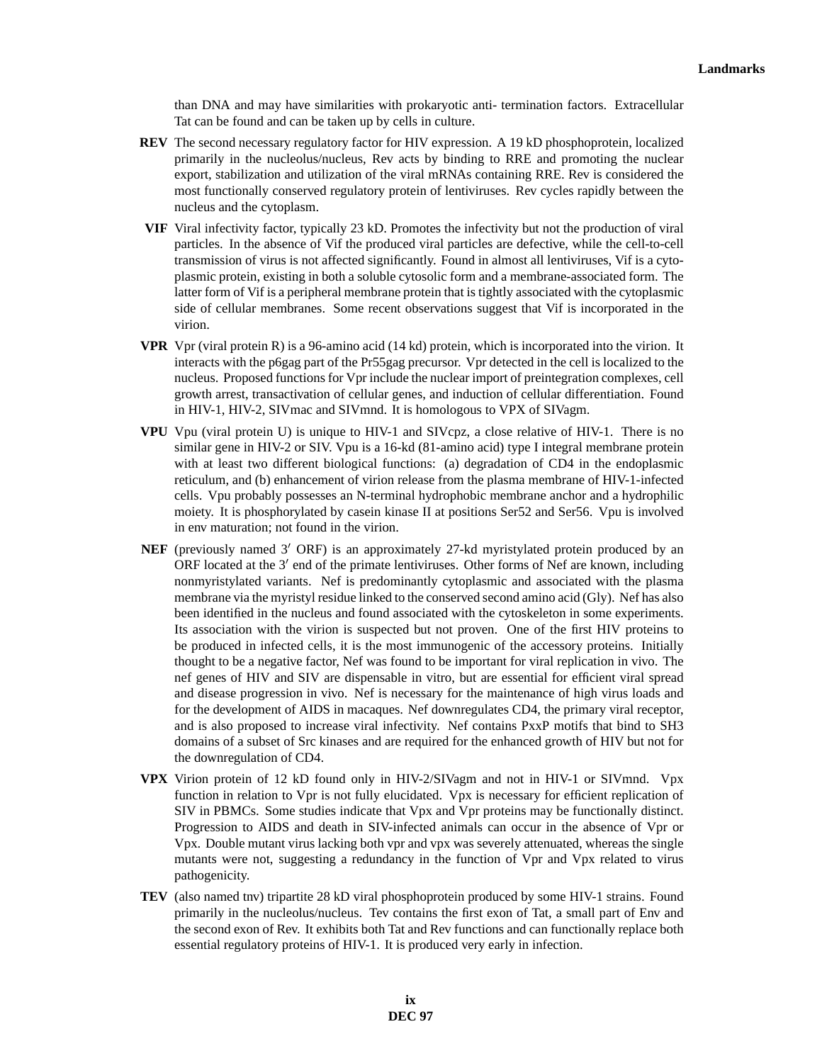than DNA and may have similarities with prokaryotic anti- termination factors. Extracellular Tat can be found and can be taken up by cells in culture.

**REV** The second necessary regulatory factor for HIV expression. A 19 kD phosphoprotein, localized primarily in the nucleolus/nucleus, Rev acts by binding to RRE and promoting the nuclear export, stabilization and utilization of the viral mRNAs containing RRE. Rev is considered the most functionally conserved regulatory protein of lentiviruses. Rev cycles rapidly between the nucleus and the cytoplasm.

**VIF** Viral infectivity factor, typically 23 kD. Promotes the infectivity but not the production of viral particles. In the absence of Vif the produced viral particles are defective, while the cell-to-cell transmission of virus is not affected significantly. Found in almost all lentiviruses, Vif is a cytoplasmic protein, existing in both a soluble cytosolic form and a membrane-associated form. The latter form of Vif is a peripheral membrane protein that is tightly associated with the cytoplasmic side of cellular membranes. Some recent observations suggest that Vif is incorporated in the virion.

**VPR** Vpr (viral protein R) is a 96-amino acid (14 kd) protein, which is incorporated into the virion. It interacts with the p6gag part of the Pr55gag precursor. Vpr detected in the cell is localized to the nucleus. Proposed functions for Vpr include the nuclear import of preintegration complexes, cell growth arrest, transactivation of cellular genes, and induction of cellular differentiation. Found in HIV-1, HIV-2, SIVmac and SIVmnd. It is homologous to VPX of SIVagm.

**VPU** Vpu (viral protein U) is unique to HIV-1 and SIVcpz, a close relative of HIV-1. There is no similar gene in HIV-2 or SIV. Vpu is a 16-kd (81-amino acid) type I integral membrane protein with at least two different biological functions: (a) degradation of CD4 in the endoplasmic reticulum, and (b) enhancement of virion release from the plasma membrane of HIV-1-infected cells. Vpu probably possesses an N-terminal hydrophobic membrane anchor and a hydrophilic moiety. It is phosphorylated by casein kinase II at positions Ser52 and Ser56. Vpu is involved in env maturation; not found in the virion.

**NEF** (previously named 3′ ORF) is an approximately 27-kd myristylated protein produced by an ORF located at the 3′ end of the primate lentiviruses. Other forms of Nef are known, including nonmyristylated variants. Nef is predominantly cytoplasmic and associated with the plasma membrane via the myristyl residue linked to the conserved second amino acid (Gly). Nef has also been identified in the nucleus and found associated with the cytoskeleton in some experiments. Its association with the virion is suspected but not proven. One of the first HIV proteins to be produced in infected cells, it is the most immunogenic of the accessory proteins. Initially thought to be a negative factor, Nef was found to be important for viral replication in vivo. The nef genes of HIV and SIV are dispensable in vitro, but are essential for efficient viral spread and disease progression in vivo. Nef is necessary for the maintenance of high virus loads and for the development of AIDS in macaques. Nef downregulates CD4, the primary viral receptor, and is also proposed to increase viral infectivity. Nef contains PxxP motifs that bind to SH3 domains of a subset of Src kinases and are required for the enhanced growth of HIV but not for the downregulation of CD4.

**VPX** Virion protein of 12 kD found only in HIV-2/SIVagm and not in HIV-1 or SIVmnd. Vpx function in relation to Vpr is not fully elucidated. Vpx is necessary for efficient replication of SIV in PBMCs. Some studies indicate that Vpx and Vpr proteins may be functionally distinct. Progression to AIDS and death in SIV-infected animals can occur in the absence of Vpr or Vpx. Double mutant virus lacking both vpr and vpx was severely attenuated, whereas the single mutants were not, suggesting a redundancy in the function of Vpr and Vpx related to virus pathogenicity.

**TEV** (also named tnv) tripartite 28 kD viral phosphoprotein produced by some HIV-1 strains. Found primarily in the nucleolus/nucleus. Tev contains the first exon of Tat, a small part of Env and the second exon of Rev. It exhibits both Tat and Rev functions and can functionally replace both essential regulatory proteins of HIV-1. It is produced very early in infection.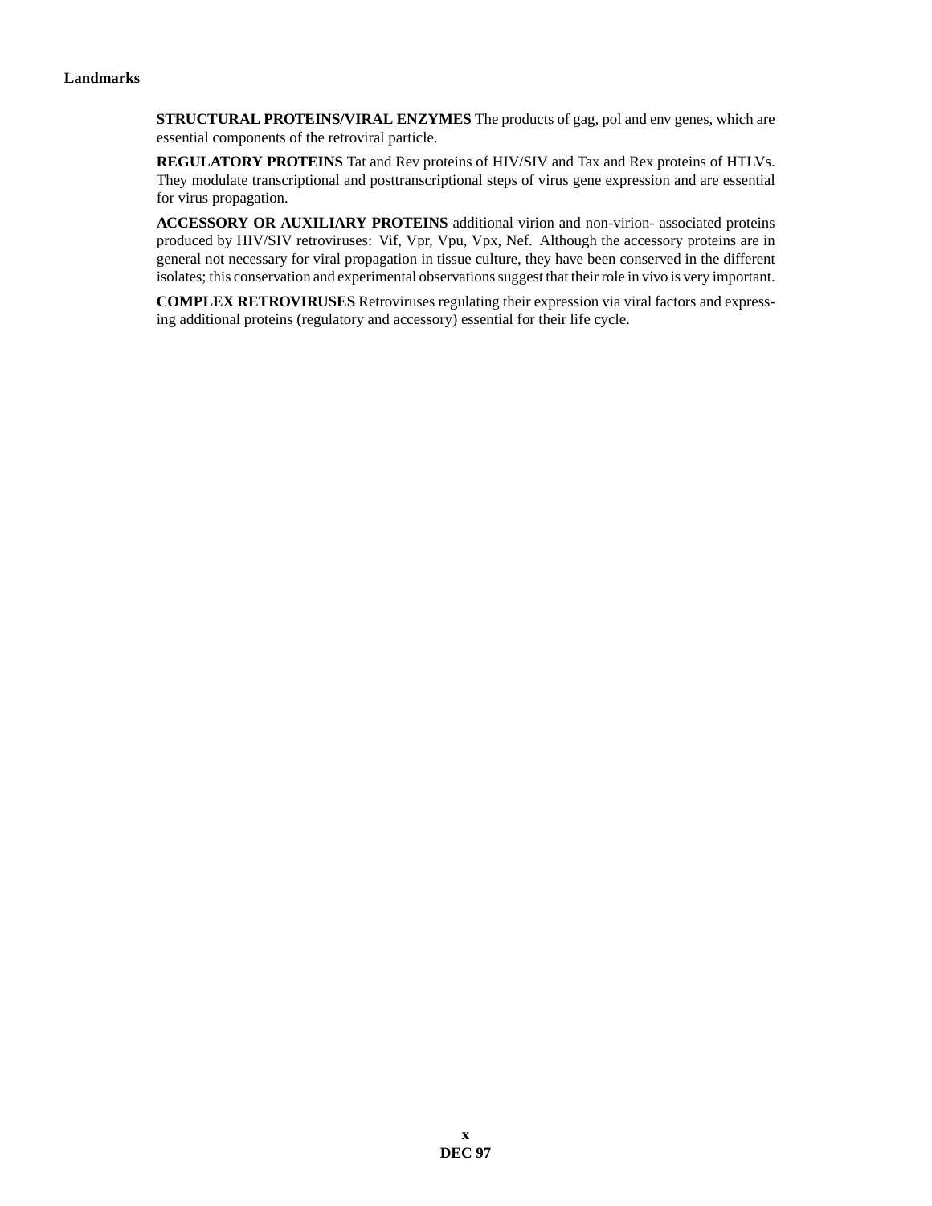**Landmarks**

**STRUCTURAL PROTEINS/VIRAL ENZYMES** The products of gag, pol and env genes, which are essential components of the retroviral particle.

**REGULATORY PROTEINS** Tat and Rev proteins of HIV/SIV and Tax and Rex proteins of HTLVs. They modulate transcriptional and posttranscriptional steps of virus gene expression and are essential for virus propagation.

**ACCESSORY OR AUXILIARY PROTEINS** additional virion and non-virion- associated proteins produced by HIV/SIV retroviruses: Vif, Vpr, Vpu, Vpx, Nef. Although the accessory proteins are in general not necessary for viral propagation in tissue culture, they have been conserved in the different isolates; this conservation and experimental observations suggest that their role in vivo is very important.

**COMPLEX RETROVIRUSES** Retroviruses regulating their expression via viral factors and expressing additional proteins (regulatory and accessory) essential for their life cycle.